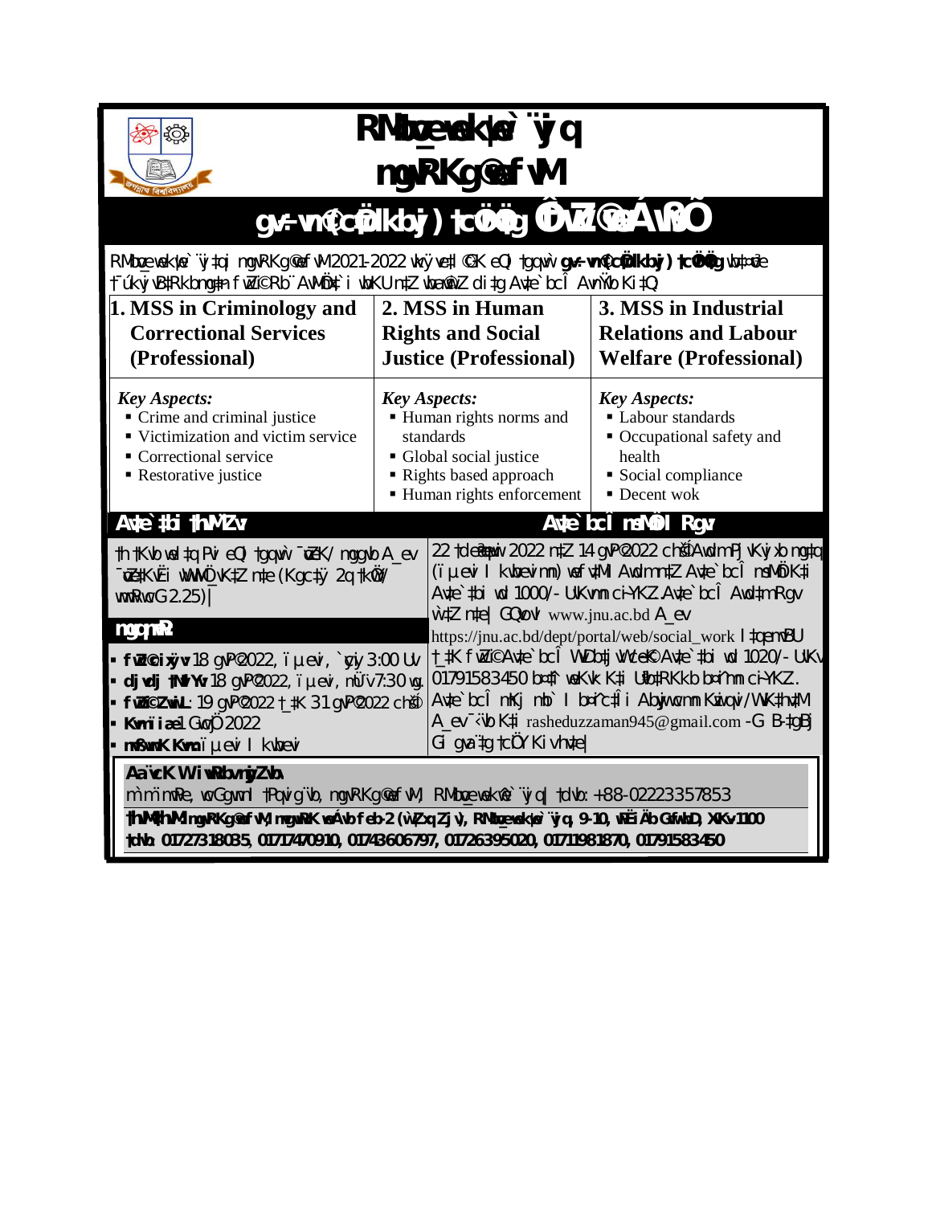# RMbœv_ wek¦we`¨vjq

## mgvRKg© wefvM

## gv÷vm© (cÖd‡klbvj) †cÖvMÖvg fwZ©i weÁwß

RMbœv_ wek¦we`¨vj‡qi mgvRKg© wefvM 2021-2022 wkÿve‡l© GK eQi †gqv`x **gv÷vm© (cÖd‡klbvj) †cÖvMÖvg** wb‡¤œv³ †¯úkvjvB‡Rkbmg~‡n fwZ©i Rb¨ AvMÖnx‡`i wbKU n‡Z wba©vwiZ di‡g Av‡e`bcÎ Avn&ŸvY Kiv n‡”Q|

| 1. MSS in Criminology and Correctional Services (Professional) | 2. MSS in Human Rights and Social Justice (Professional) | 3. MSS in Industrial Relations and Labour Welfare (Professional) |
|---|---|---|
| *Key Aspects:*<br>▪ Crime and criminal justice<br>▪ Victimization and victim service<br>▪ Correctional service<br>▪ Restorative justice | *Key Aspects:*<br>▪ Human rights norms and standards<br>▪ Global social justice<br>▪ Rights based approach<br>▪ Human rights enforcement | *Key Aspects:*<br>▪ Labour standards<br>▪ Occupational safety and health<br>▪ Social compliance<br>▪ Decent wok |

### Av‡e`‡bi †hvM¨Zv

†h †Kvb wel‡q Pvi eQi †gqv`x ¯œvZK/ mggv‡bi wWMÖx (Kgc‡ÿ 2q †kÖwY/ wmwRwcG 2.25)|

### mgqm~Px

- **fwZ© cixÿv:** 18 gvP© 2022, ïµevi, `ycyi 3:00 Uv
- **djvdj †NvlYv:** 18 gvP© 2022, ïµevi, mÜ¨v 7:30 wg.
- **fwZ©i ZvwiL:** 19 gvP© 2022 †_‡K 31 gvP© 2022 ch©š—
- **Kvm Avi¤¢:** 1 GwcÖj 2022
- **mvßvwnK Kvm:** ïµevi I kwbevi

### Av‡e`bcÎ msMÖn I Rgv

22 †deªæqvwi 2022 n‡Z 14 gvP© 2022 ch©š— Awdm PjvKvjxb mg‡q (ïµevi I kwbevi mn) wefv‡M Awdm n‡Z Av‡e`bcÎ msMÖn K‡i Av‡e`‡bi wd 1000/- UvKvmn Rgv w`‡Z n‡e| GQvovI www.jnu.ac.bd A_ev https://jnu.ac.bd/dept/portal/web/social_work I‡qemvBU †_‡K fwZ© Av‡e`bcÎ WvDb‡jvW K‡i Av‡e`‡bi wd 1020/- UvKv 01791583450 b¤^‡i weKvk K‡i U¨vKwRkb b¤^imn Rgv †`Iqv hv‡e| Av‡e`bcÎ mKj mb` I b¤^icÎ mn Abjvh‡b Kwc/ WK‡g›U A_ev ¯‹¨vb K‡i rasheduzzaman945@gmail.com -G B‡gBj Gi gva¨‡g †cÖiY Kiv hv‡e|

**AwaKZi Z_¨vejxi Rb¨**

m`m¨mwPe, fwZ© KwgwU I Pqvig¨vb, mgvRKg© wefvM, RMbœv_ wek¦we`¨vjq| †dvb: +88-02223357853

**†hvMv‡hvM: mgvRKg© wefvM, mgvRKg© wefvM feb-2 (wZbZjv), RMbœv_ wek¦we`¨vjq, 9-10, wPËiÄb GwfwbD, XvKv-1100**

**†dvb: 01727318035, 01717470910, 01743606797, 01726395020, 01711981870, 01791583450**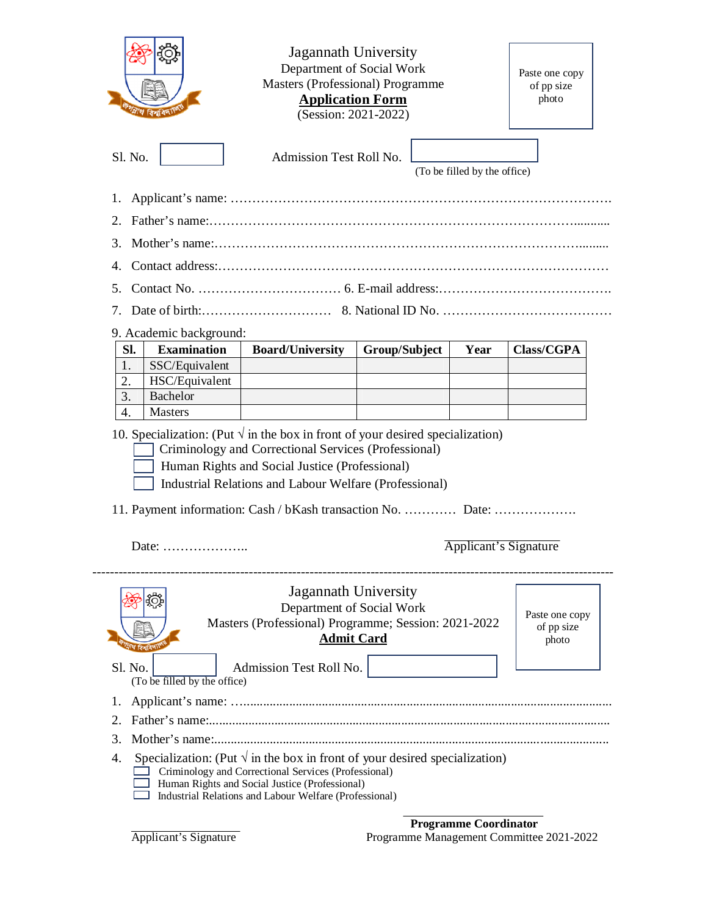Jagannath University
Department of Social Work
Masters (Professional) Programme

# Application Form

(Session: 2021-2022)

Paste one copy of pp size photo

Sl. No. ______ Admission Test Roll No. ______
(To be filled by the office)

1. Applicant's name: …………………………………………………………………………….
2. Father's name:………………………………………………………………………...........
3. Mother's name:……………………………………………………………………….........
4. Contact address:……………………………………………………………………………
5. Contact No. …………………………… 6. E-mail address:………………………………….
7. Date of birth:………………………… 8. National ID No. …………………………………

9. Academic background:

| Sl. | Examination | Board/University | Group/Subject | Year | Class/CGPA |
|---|---|---|---|---|---|
| 1. | SSC/Equivalent | | | | |
| 2. | HSC/Equivalent | | | | |
| 3. | Bachelor | | | | |
| 4. | Masters | | | | |

10. Specialization: (Put √ in the box in front of your desired specialization)
- ☐ Criminology and Correctional Services (Professional)
- ☐ Human Rights and Social Justice (Professional)
- ☐ Industrial Relations and Labour Welfare (Professional)

11. Payment information: Cash / bKash transaction No. ………… Date: ……………….

Date: ………………..                                                    Applicant's Signature

---

Jagannath University
Department of Social Work
Masters (Professional) Programme; Session: 2021-2022

## Admit Card

Paste one copy of pp size photo

Sl. No. ______ Admission Test Roll No. ______
(To be filled by the office)

1. Applicant's name: ……...........................................................................................................
2. Father's name:.........................................................................................................................
3. Mother's name:........................................................................................................................
4. Specialization: (Put √ in the box in front of your desired specialization)
   - ☐ Criminology and Correctional Services (Professional)
   - ☐ Human Rights and Social Justice (Professional)
   - ☐ Industrial Relations and Labour Welfare (Professional)

Applicant's Signature

**Programme Coordinator**
Programme Management Committee 2021-2022